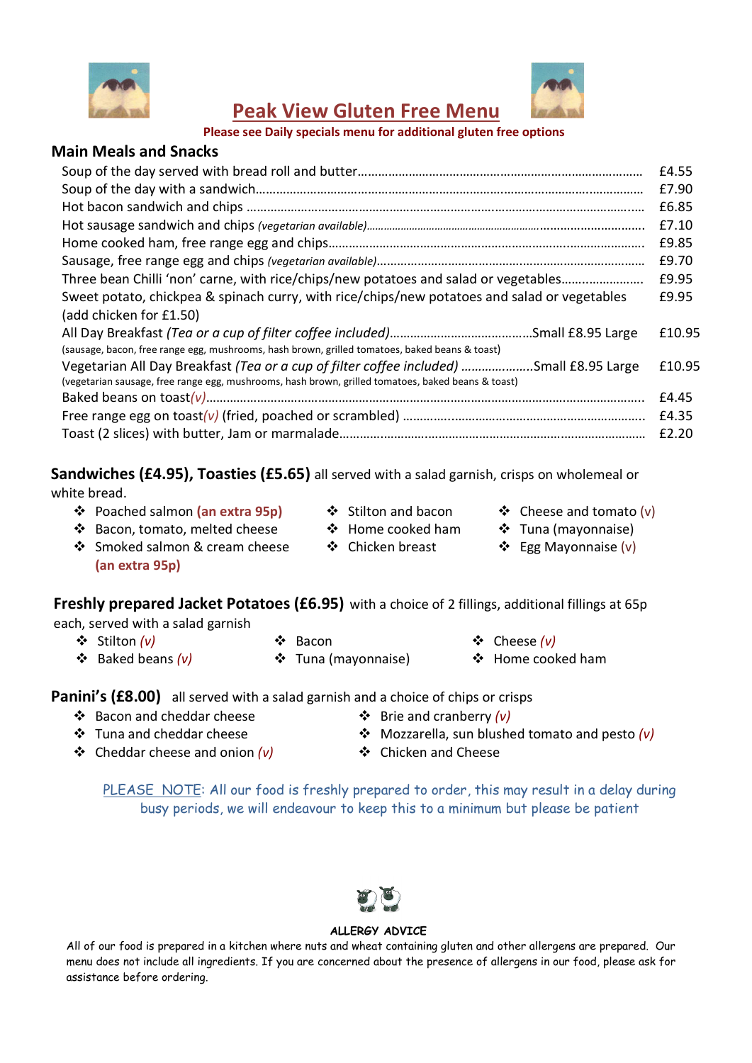# Peak View Gluten Free Menu

**Please see Daily specials menu for additional gluten free options**

## Main Meals and Snacks

| Item | Price |
|---|---|
| Soup of the day served with bread roll and butter | £4.55 |
| Soup of the day with a sandwich | £7.90 |
| Hot bacon sandwich and chips | £6.85 |
| Hot sausage sandwich and chips *(vegetarian available)* | £7.10 |
| Home cooked ham, free range egg and chips | £9.85 |
| Sausage, free range egg and chips *(vegetarian available)* | £9.70 |
| Three bean Chilli 'non' carne, with rice/chips/new potatoes and salad or vegetables | £9.95 |
| Sweet potato, chickpea & spinach curry, with rice/chips/new potatoes and salad or vegetables (add chicken for £1.50) | £9.95 |
| All Day Breakfast *(Tea or a cup of filter coffee included)* Small £8.95 Large (sausage, bacon, free range egg, mushrooms, hash brown, grilled tomatoes, baked beans & toast) | £10.95 |
| Vegetarian All Day Breakfast *(Tea or a cup of filter coffee included)* Small £8.95 Large (vegetarian sausage, free range egg, mushrooms, hash brown, grilled tomatoes, baked beans & toast) | £10.95 |
| Baked beans on toast *(v)* | £4.45 |
| Free range egg on toast *(v)* (fried, poached or scrambled) | £4.35 |
| Toast (2 slices) with butter, Jam or marmalade | £2.20 |

**Sandwiches (£4.95), Toasties (£5.65)** all served with a salad garnish, crisps on wholemeal or white bread.

- Poached salmon **(an extra 95p)**
- Bacon, tomato, melted cheese
- Smoked salmon & cream cheese **(an extra 95p)**
- Stilton and bacon
- Home cooked ham
- Chicken breast
- Cheese and tomato (v)
- Tuna (mayonnaise)
- Egg Mayonnaise (v)

**Freshly prepared Jacket Potatoes (£6.95)** with a choice of 2 fillings, additional fillings at 65p each, served with a salad garnish

- Stilton *(v)*
- Baked beans *(v)*
- Bacon
- Tuna (mayonnaise)
- Cheese *(v)*
- Home cooked ham

**Panini's (£8.00)** all served with a salad garnish and a choice of chips or crisps

- Bacon and cheddar cheese
- Tuna and cheddar cheese
- Cheddar cheese and onion *(v)*
- Brie and cranberry *(v)*
- Mozzarella, sun blushed tomato and pesto *(v)*
- Chicken and Cheese

PLEASE NOTE: All our food is freshly prepared to order, this may result in a delay during busy periods, we will endeavour to keep this to a minimum but please be patient

**ALLERGY ADVICE**

All of our food is prepared in a kitchen where nuts and wheat containing gluten and other allergens are prepared. Our menu does not include all ingredients. If you are concerned about the presence of allergens in our food, please ask for assistance before ordering.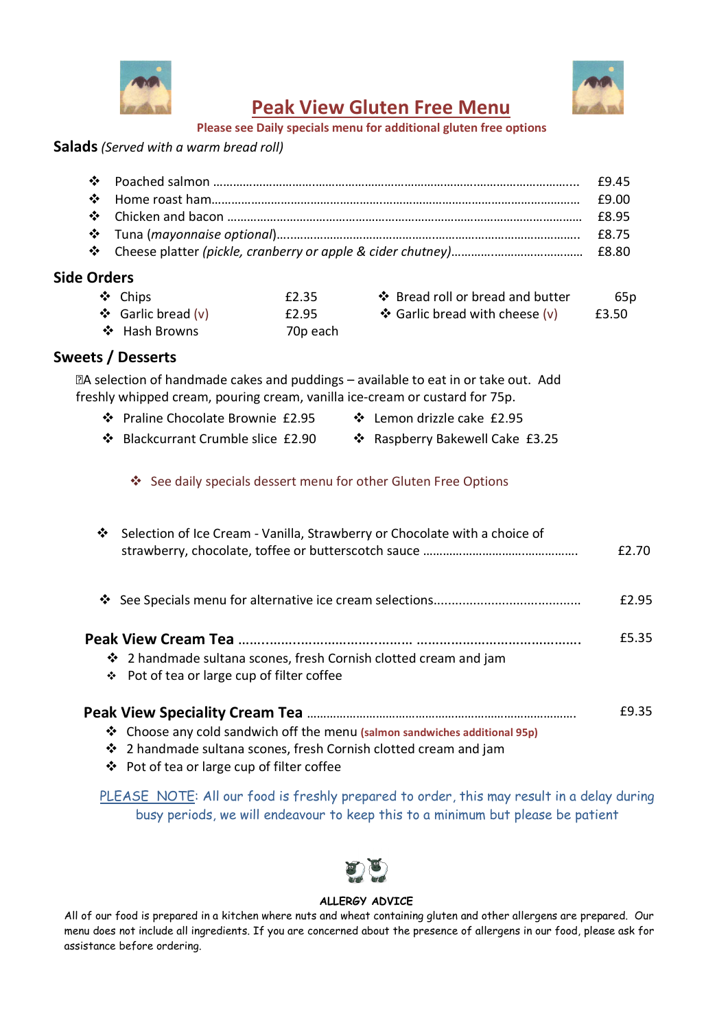# Peak View Gluten Free Menu

**Please see Daily specials menu for additional gluten free options**

## Salads *(Served with a warm bread roll)*

| | |
|---|---|
| ❖ Poached salmon | £9.45 |
| ❖ Home roast ham | £9.00 |
| ❖ Chicken and bacon | £8.95 |
| ❖ Tuna (*mayonnaise optional*) | £8.75 |
| ❖ Cheese platter *(pickle, cranberry or apple & cider chutney)* | £8.80 |

## Side Orders

| | | | |
|---|---|---|---|
| ❖ Chips | £2.35 | ❖ Bread roll or bread and butter | 65p |
| ❖ Garlic bread (v) | £2.95 | ❖ Garlic bread with cheese (v) | £3.50 |
| ❖ Hash Browns | 70p each | | |

## Sweets / Desserts

A selection of handmade cakes and puddings – available to eat in or take out. Add freshly whipped cream, pouring cream, vanilla ice-cream or custard for 75p.

- ❖ Praline Chocolate Brownie £2.95
- ❖ Lemon drizzle cake £2.95
- ❖ Blackcurrant Crumble slice £2.90
- ❖ Raspberry Bakewell Cake £3.25

❖ See daily specials dessert menu for other Gluten Free Options

| | |
|---|---|
| ❖ Selection of Ice Cream - Vanilla, Strawberry or Chocolate with a choice of strawberry, chocolate, toffee or butterscotch sauce | £2.70 |
| ❖ See Specials menu for alternative ice cream selections | £2.95 |

**Peak View Cream Tea** ............ £5.35

- ❖ 2 handmade sultana scones, fresh Cornish clotted cream and jam
- ❖ Pot of tea or large cup of filter coffee

**Peak View Speciality Cream Tea** ............ £9.35

- ❖ Choose any cold sandwich off the menu **(salmon sandwiches additional 95p)**
- ❖ 2 handmade sultana scones, fresh Cornish clotted cream and jam
- ❖ Pot of tea or large cup of filter coffee

PLEASE NOTE: All our food is freshly prepared to order, this may result in a delay during busy periods, we will endeavour to keep this to a minimum but please be patient

**ALLERGY ADVICE**

All of our food is prepared in a kitchen where nuts and wheat containing gluten and other allergens are prepared. Our menu does not include all ingredients. If you are concerned about the presence of allergens in our food, please ask for assistance before ordering.